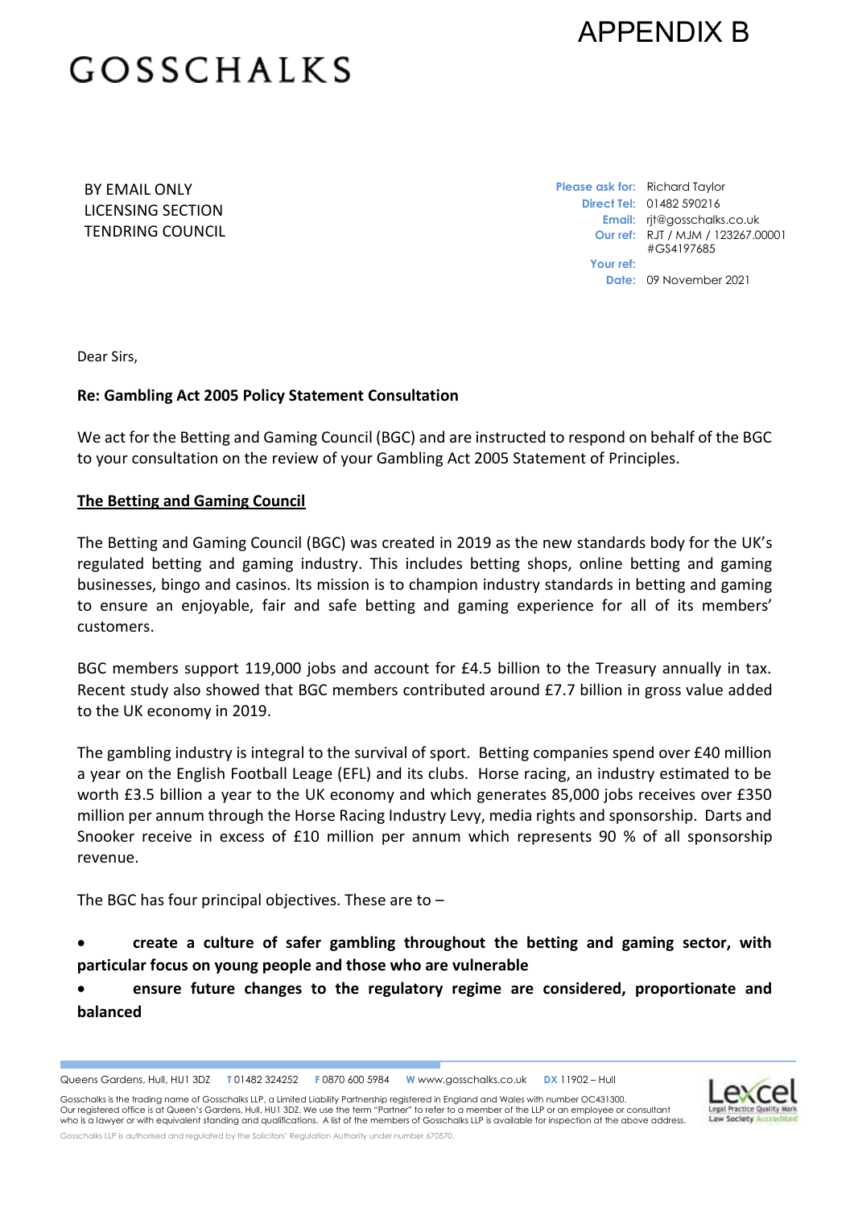APPENDIX B

GOSSCHALKS

BY EMAIL ONLY
LICENSING SECTION
TENDRING COUNCIL

**Please ask for:** Richard Taylor
**Direct Tel:** 01482 590216
**Email:** rjt@gosschalks.co.uk
**Our ref:** RJT / MJM / 123267.00001 #GS4197685
**Your ref:**
**Date:** 09 November 2021

Dear Sirs,

**Re: Gambling Act 2005 Policy Statement Consultation**

We act for the Betting and Gaming Council (BGC) and are instructed to respond on behalf of the BGC to your consultation on the review of your Gambling Act 2005 Statement of Principles.

**The Betting and Gaming Council**

The Betting and Gaming Council (BGC) was created in 2019 as the new standards body for the UK's regulated betting and gaming industry. This includes betting shops, online betting and gaming businesses, bingo and casinos. Its mission is to champion industry standards in betting and gaming to ensure an enjoyable, fair and safe betting and gaming experience for all of its members' customers.

BGC members support 119,000 jobs and account for £4.5 billion to the Treasury annually in tax. Recent study also showed that BGC members contributed around £7.7 billion in gross value added to the UK economy in 2019.

The gambling industry is integral to the survival of sport. Betting companies spend over £40 million a year on the English Football Leage (EFL) and its clubs. Horse racing, an industry estimated to be worth £3.5 billion a year to the UK economy and which generates 85,000 jobs receives over £350 million per annum through the Horse Racing Industry Levy, media rights and sponsorship. Darts and Snooker receive in excess of £10 million per annum which represents 90 % of all sponsorship revenue.

The BGC has four principal objectives. These are to –

- **create a culture of safer gambling throughout the betting and gaming sector, with particular focus on young people and those who are vulnerable**
- **ensure future changes to the regulatory regime are considered, proportionate and balanced**

Queens Gardens, Hull, HU1 3DZ T 01482 324252 F 0870 600 5984 W www.gosschalks.co.uk DX 11902 – Hull

Gosschalks is the trading name of Gosschalks LLP, a Limited Liability Partnership registered in England and Wales with number OC431300. Our registered office is at Queen's Gardens, Hull, HU1 3DZ. We use the term "Partner" to refer to a member of the LLP or an employee or consultant who is a lawyer or with equivalent standing and qualifications. A list of the members of Gosschalks LLP is available for inspection at the above address.

Gosschalks LLP is authorised and regulated by the Solicitors' Regulation Authority under number 670570.

Lexcel Legal Practice Quality Mark Law Society Accredited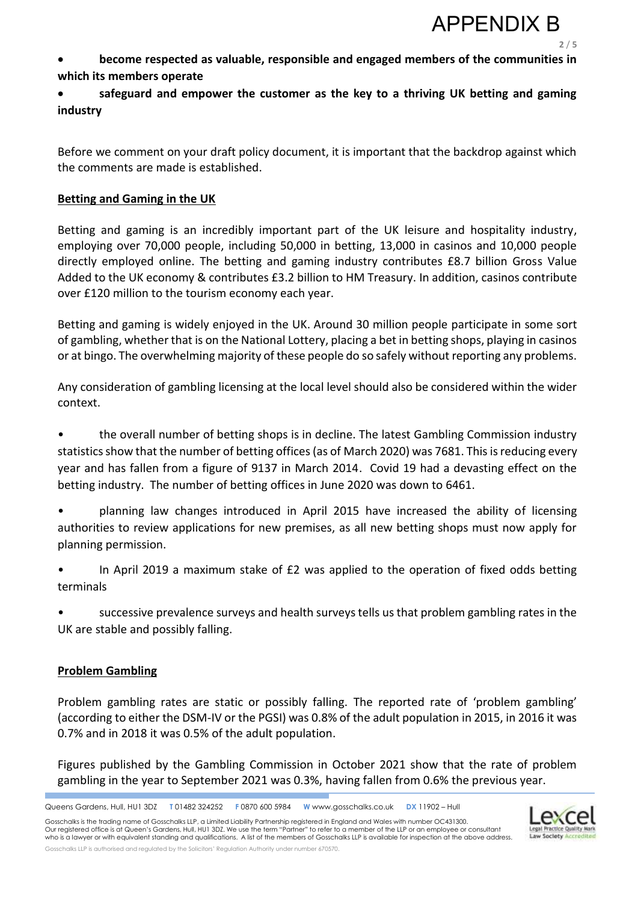- **become respected as valuable, responsible and engaged members of the communities in which its members operate**
- **safeguard and empower the customer as the key to a thriving UK betting and gaming industry**

Before we comment on your draft policy document, it is important that the backdrop against which the comments are made is established.

## Betting and Gaming in the UK

Betting and gaming is an incredibly important part of the UK leisure and hospitality industry, employing over 70,000 people, including 50,000 in betting, 13,000 in casinos and 10,000 people directly employed online. The betting and gaming industry contributes £8.7 billion Gross Value Added to the UK economy & contributes £3.2 billion to HM Treasury. In addition, casinos contribute over £120 million to the tourism economy each year.

Betting and gaming is widely enjoyed in the UK. Around 30 million people participate in some sort of gambling, whether that is on the National Lottery, placing a bet in betting shops, playing in casinos or at bingo. The overwhelming majority of these people do so safely without reporting any problems.

Any consideration of gambling licensing at the local level should also be considered within the wider context.

- the overall number of betting shops is in decline. The latest Gambling Commission industry statistics show that the number of betting offices (as of March 2020) was 7681. This is reducing every year and has fallen from a figure of 9137 in March 2014. Covid 19 had a devasting effect on the betting industry. The number of betting offices in June 2020 was down to 6461.
- planning law changes introduced in April 2015 have increased the ability of licensing authorities to review applications for new premises, as all new betting shops must now apply for planning permission.
- In April 2019 a maximum stake of £2 was applied to the operation of fixed odds betting terminals
- successive prevalence surveys and health surveys tells us that problem gambling rates in the UK are stable and possibly falling.

## Problem Gambling

Problem gambling rates are static or possibly falling. The reported rate of 'problem gambling' (according to either the DSM-IV or the PGSI) was 0.8% of the adult population in 2015, in 2016 it was 0.7% and in 2018 it was 0.5% of the adult population.

Figures published by the Gambling Commission in October 2021 show that the rate of problem gambling in the year to September 2021 was 0.3%, having fallen from 0.6% the previous year.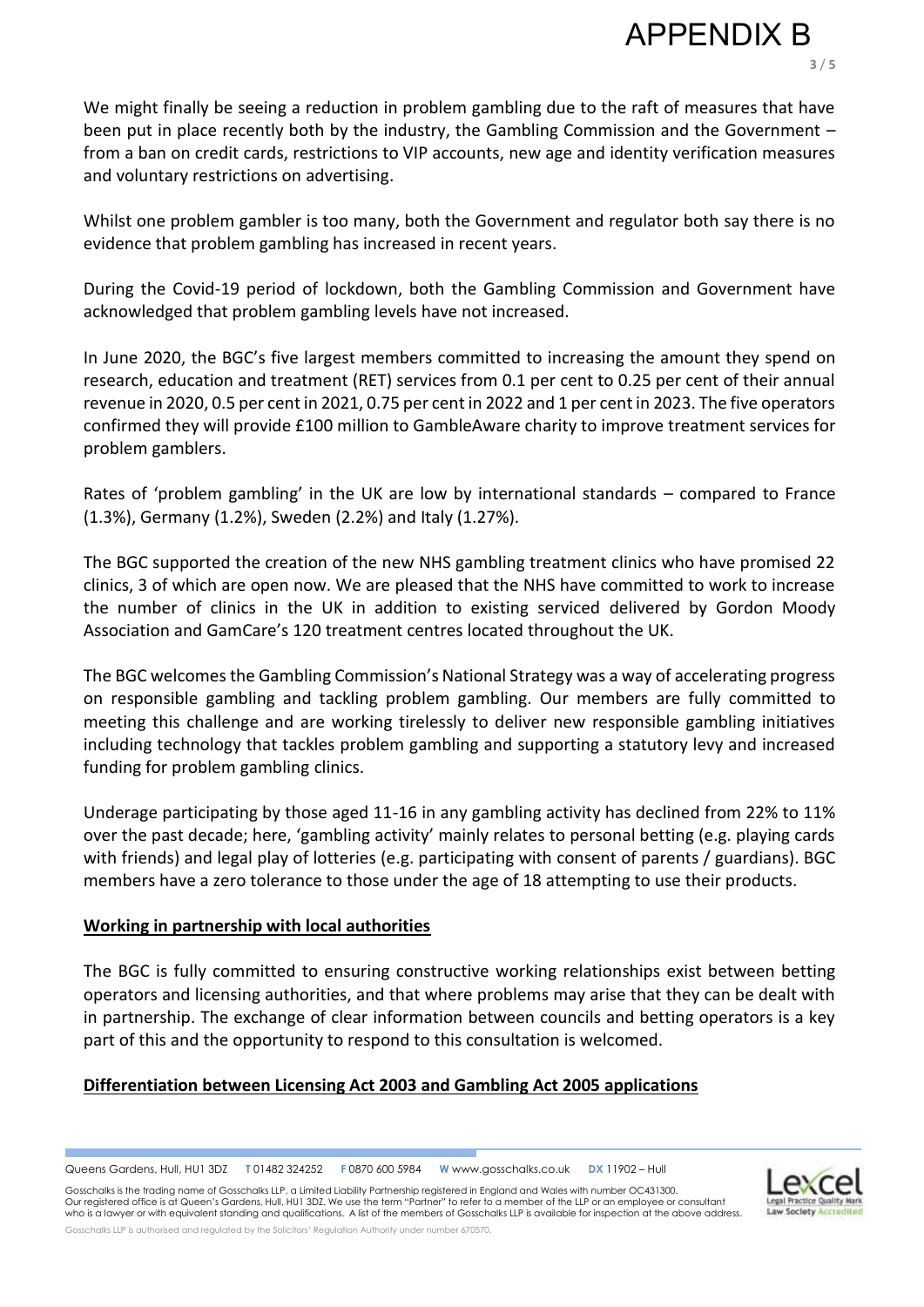We might finally be seeing a reduction in problem gambling due to the raft of measures that have been put in place recently both by the industry, the Gambling Commission and the Government – from a ban on credit cards, restrictions to VIP accounts, new age and identity verification measures and voluntary restrictions on advertising.

Whilst one problem gambler is too many, both the Government and regulator both say there is no evidence that problem gambling has increased in recent years.

During the Covid-19 period of lockdown, both the Gambling Commission and Government have acknowledged that problem gambling levels have not increased.

In June 2020, the BGC's five largest members committed to increasing the amount they spend on research, education and treatment (RET) services from 0.1 per cent to 0.25 per cent of their annual revenue in 2020, 0.5 per cent in 2021, 0.75 per cent in 2022 and 1 per cent in 2023. The five operators confirmed they will provide £100 million to GambleAware charity to improve treatment services for problem gamblers.

Rates of 'problem gambling' in the UK are low by international standards – compared to France (1.3%), Germany (1.2%), Sweden (2.2%) and Italy (1.27%).

The BGC supported the creation of the new NHS gambling treatment clinics who have promised 22 clinics, 3 of which are open now. We are pleased that the NHS have committed to work to increase the number of clinics in the UK in addition to existing serviced delivered by Gordon Moody Association and GamCare's 120 treatment centres located throughout the UK.

The BGC welcomes the Gambling Commission's National Strategy was a way of accelerating progress on responsible gambling and tackling problem gambling. Our members are fully committed to meeting this challenge and are working tirelessly to deliver new responsible gambling initiatives including technology that tackles problem gambling and supporting a statutory levy and increased funding for problem gambling clinics.

Underage participating by those aged 11-16 in any gambling activity has declined from 22% to 11% over the past decade; here, 'gambling activity' mainly relates to personal betting (e.g. playing cards with friends) and legal play of lotteries (e.g. participating with consent of parents / guardians). BGC members have a zero tolerance to those under the age of 18 attempting to use their products.

**Working in partnership with local authorities**

The BGC is fully committed to ensuring constructive working relationships exist between betting operators and licensing authorities, and that where problems may arise that they can be dealt with in partnership. The exchange of clear information between councils and betting operators is a key part of this and the opportunity to respond to this consultation is welcomed.

**Differentiation between Licensing Act 2003 and Gambling Act 2005 applications**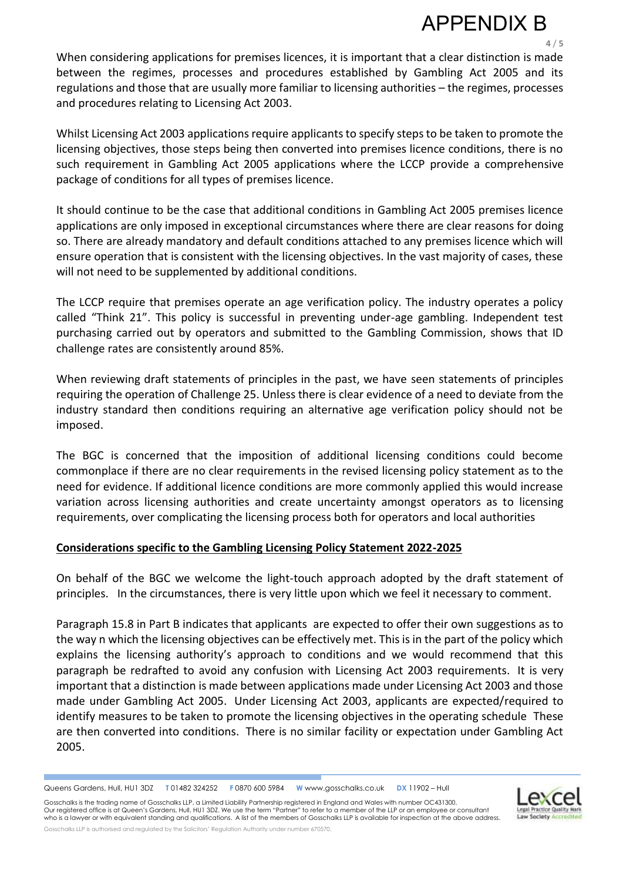When considering applications for premises licences, it is important that a clear distinction is made between the regimes, processes and procedures established by Gambling Act 2005 and its regulations and those that are usually more familiar to licensing authorities – the regimes, processes and procedures relating to Licensing Act 2003.

Whilst Licensing Act 2003 applications require applicants to specify steps to be taken to promote the licensing objectives, those steps being then converted into premises licence conditions, there is no such requirement in Gambling Act 2005 applications where the LCCP provide a comprehensive package of conditions for all types of premises licence.

It should continue to be the case that additional conditions in Gambling Act 2005 premises licence applications are only imposed in exceptional circumstances where there are clear reasons for doing so. There are already mandatory and default conditions attached to any premises licence which will ensure operation that is consistent with the licensing objectives. In the vast majority of cases, these will not need to be supplemented by additional conditions.

The LCCP require that premises operate an age verification policy. The industry operates a policy called "Think 21". This policy is successful in preventing under-age gambling. Independent test purchasing carried out by operators and submitted to the Gambling Commission, shows that ID challenge rates are consistently around 85%.

When reviewing draft statements of principles in the past, we have seen statements of principles requiring the operation of Challenge 25. Unless there is clear evidence of a need to deviate from the industry standard then conditions requiring an alternative age verification policy should not be imposed.

The BGC is concerned that the imposition of additional licensing conditions could become commonplace if there are no clear requirements in the revised licensing policy statement as to the need for evidence. If additional licence conditions are more commonly applied this would increase variation across licensing authorities and create uncertainty amongst operators as to licensing requirements, over complicating the licensing process both for operators and local authorities

**Considerations specific to the Gambling Licensing Policy Statement 2022-2025**

On behalf of the BGC we welcome the light-touch approach adopted by the draft statement of principles. In the circumstances, there is very little upon which we feel it necessary to comment.

Paragraph 15.8 in Part B indicates that applicants are expected to offer their own suggestions as to the way n which the licensing objectives can be effectively met. This is in the part of the policy which explains the licensing authority's approach to conditions and we would recommend that this paragraph be redrafted to avoid any confusion with Licensing Act 2003 requirements. It is very important that a distinction is made between applications made under Licensing Act 2003 and those made under Gambling Act 2005. Under Licensing Act 2003, applicants are expected/required to identify measures to be taken to promote the licensing objectives in the operating schedule These are then converted into conditions. There is no similar facility or expectation under Gambling Act 2005.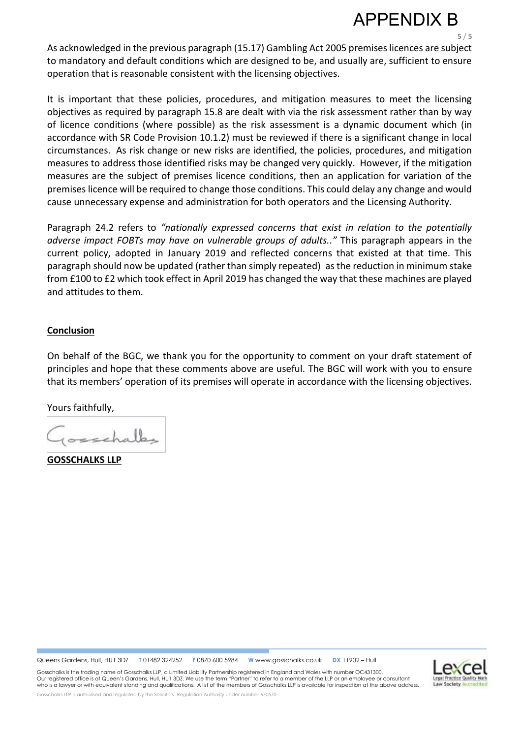As acknowledged in the previous paragraph (15.17) Gambling Act 2005 premises licences are subject to mandatory and default conditions which are designed to be, and usually are, sufficient to ensure operation that is reasonable consistent with the licensing objectives.

It is important that these policies, procedures, and mitigation measures to meet the licensing objectives as required by paragraph 15.8 are dealt with via the risk assessment rather than by way of licence conditions (where possible) as the risk assessment is a dynamic document which (in accordance with SR Code Provision 10.1.2) must be reviewed if there is a significant change in local circumstances. As risk change or new risks are identified, the policies, procedures, and mitigation measures to address those identified risks may be changed very quickly. However, if the mitigation measures are the subject of premises licence conditions, then an application for variation of the premises licence will be required to change those conditions. This could delay any change and would cause unnecessary expense and administration for both operators and the Licensing Authority.

Paragraph 24.2 refers to *"nationally expressed concerns that exist in relation to the potentially adverse impact FOBTs may have on vulnerable groups of adults.."* This paragraph appears in the current policy, adopted in January 2019 and reflected concerns that existed at that time. This paragraph should now be updated (rather than simply repeated) as the reduction in minimum stake from £100 to £2 which took effect in April 2019 has changed the way that these machines are played and attitudes to them.

**Conclusion**

On behalf of the BGC, we thank you for the opportunity to comment on your draft statement of principles and hope that these comments above are useful. The BGC will work with you to ensure that its members' operation of its premises will operate in accordance with the licensing objectives.

Yours faithfully,

Gosschalks

**GOSSCHALKS LLP**